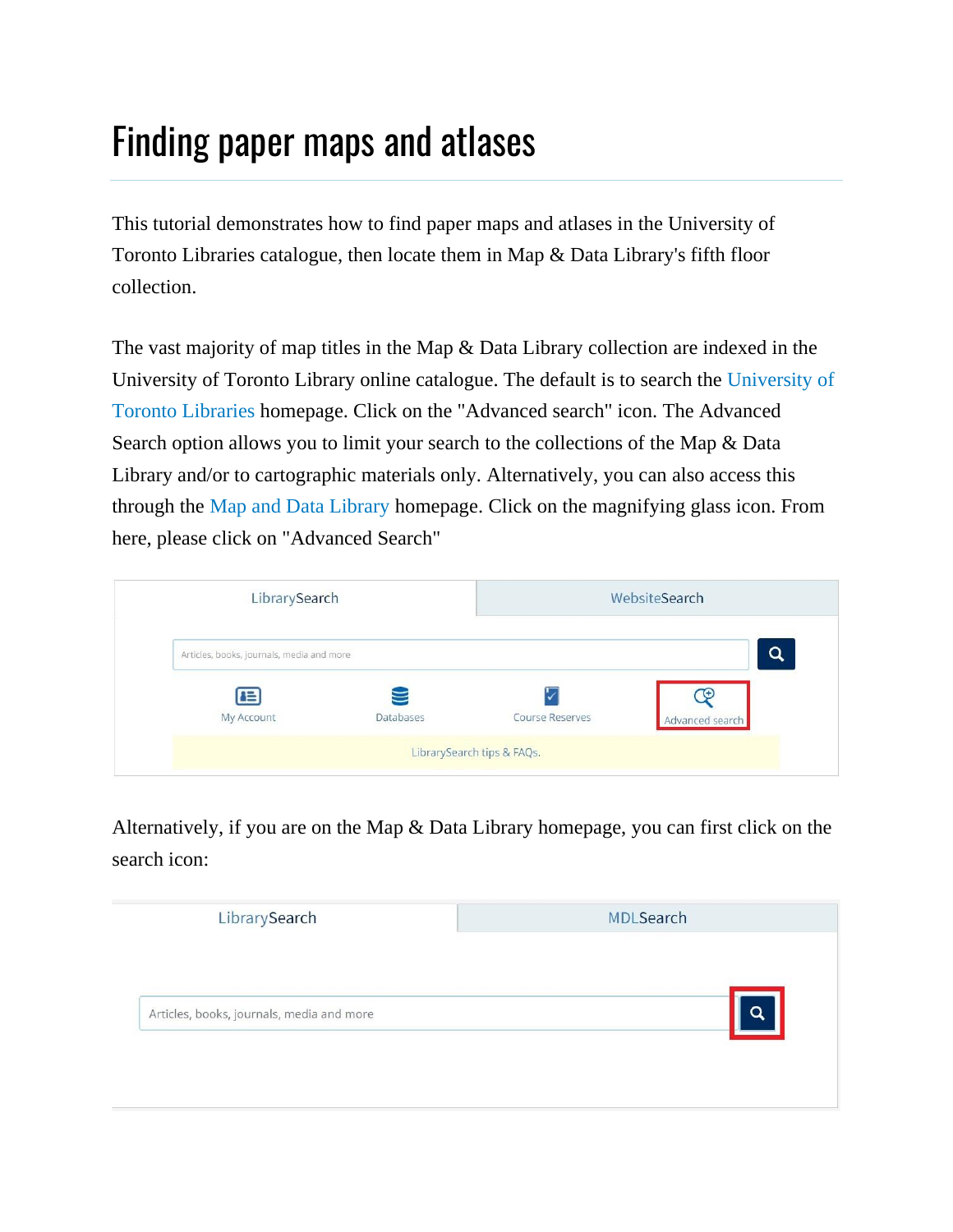# Finding paper maps and atlases

This tutorial demonstrates how to find paper maps and atlases in the University of Toronto Libraries catalogue, then locate them in Map & Data Library's fifth floor collection.

The vast majority of map titles in the Map & Data Library collection are indexed in the University of Toronto Library online catalogue. The default is to search the University of Toronto Libraries homepage. Click on the "Advanced search" icon. The Advanced Search option allows you to limit your search to the collections of the Map & Data Library and/or to cartographic materials only. Alternatively, you can also access this through the Map and Data Library homepage. Click on the magnifying glass icon. From here, please click on "Advanced Search"

Alternatively, if you are on the Map & Data Library homepage, you can first click on the search icon: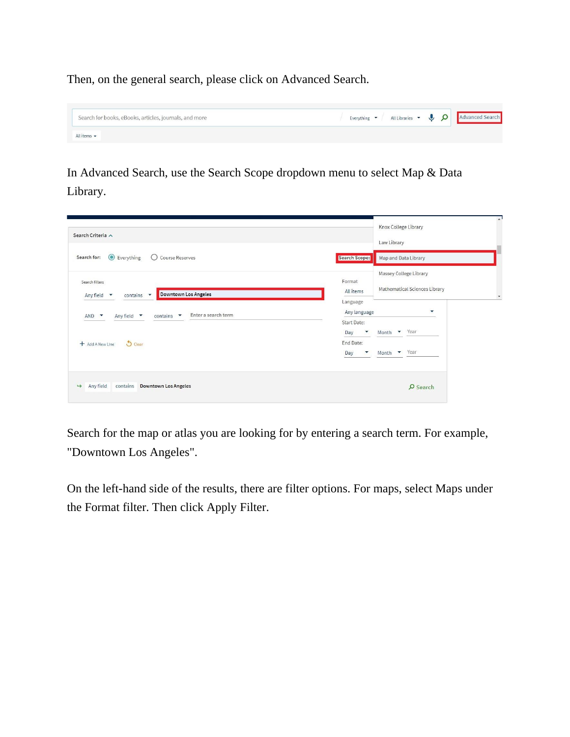Then, on the general search, please click on Advanced Search.

In Advanced Search, use the Search Scope dropdown menu to select Map & Data Library.

Search for the map or atlas you are looking for by entering a search term. For example, "Downtown Los Angeles".

On the left-hand side of the results, there are filter options. For maps, select Maps under the Format filter. Then click Apply Filter.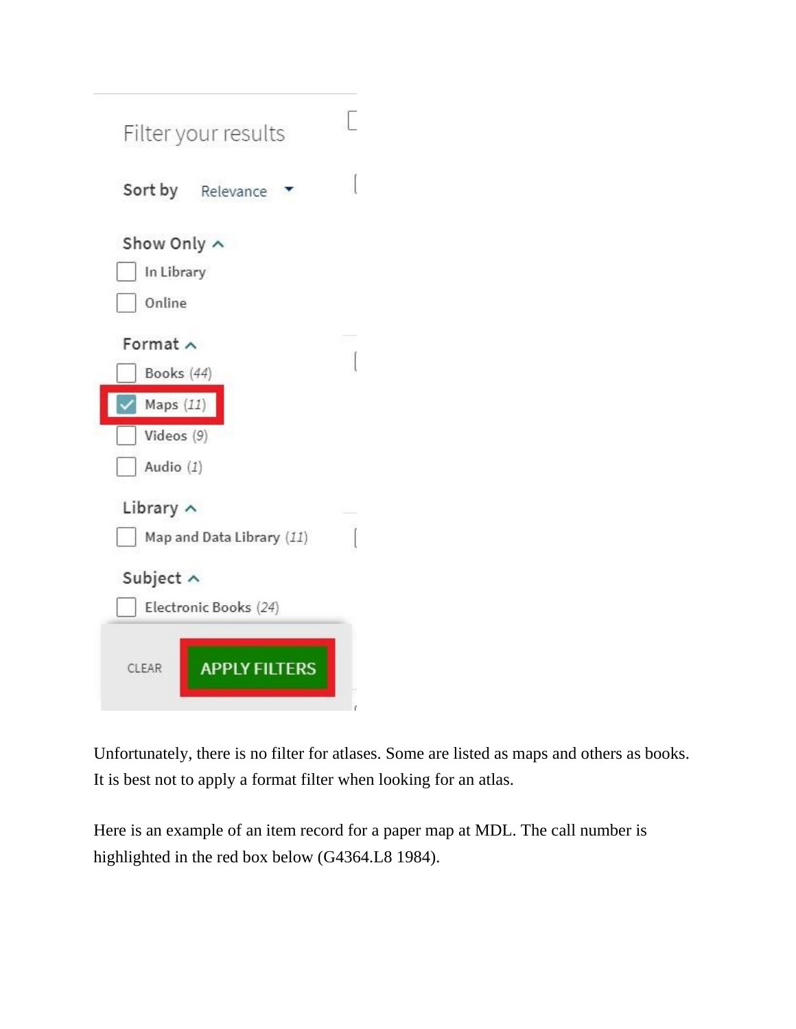Filter your results

Sort by Relevance

Show Only

- [ ] In Library
- [ ] Online

Format

- [ ] Books (44)
- [x] Maps (11)
- [ ] Videos (9)
- [ ] Audio (1)

Library

- [ ] Map and Data Library (11)

Subject

- [ ] Electronic Books (24)

CLEAR APPLY FILTERS

Unfortunately, there is no filter for atlases. Some are listed as maps and others as books. It is best not to apply a format filter when looking for an atlas.

Here is an example of an item record for a paper map at MDL. The call number is highlighted in the red box below (G4364.L8 1984).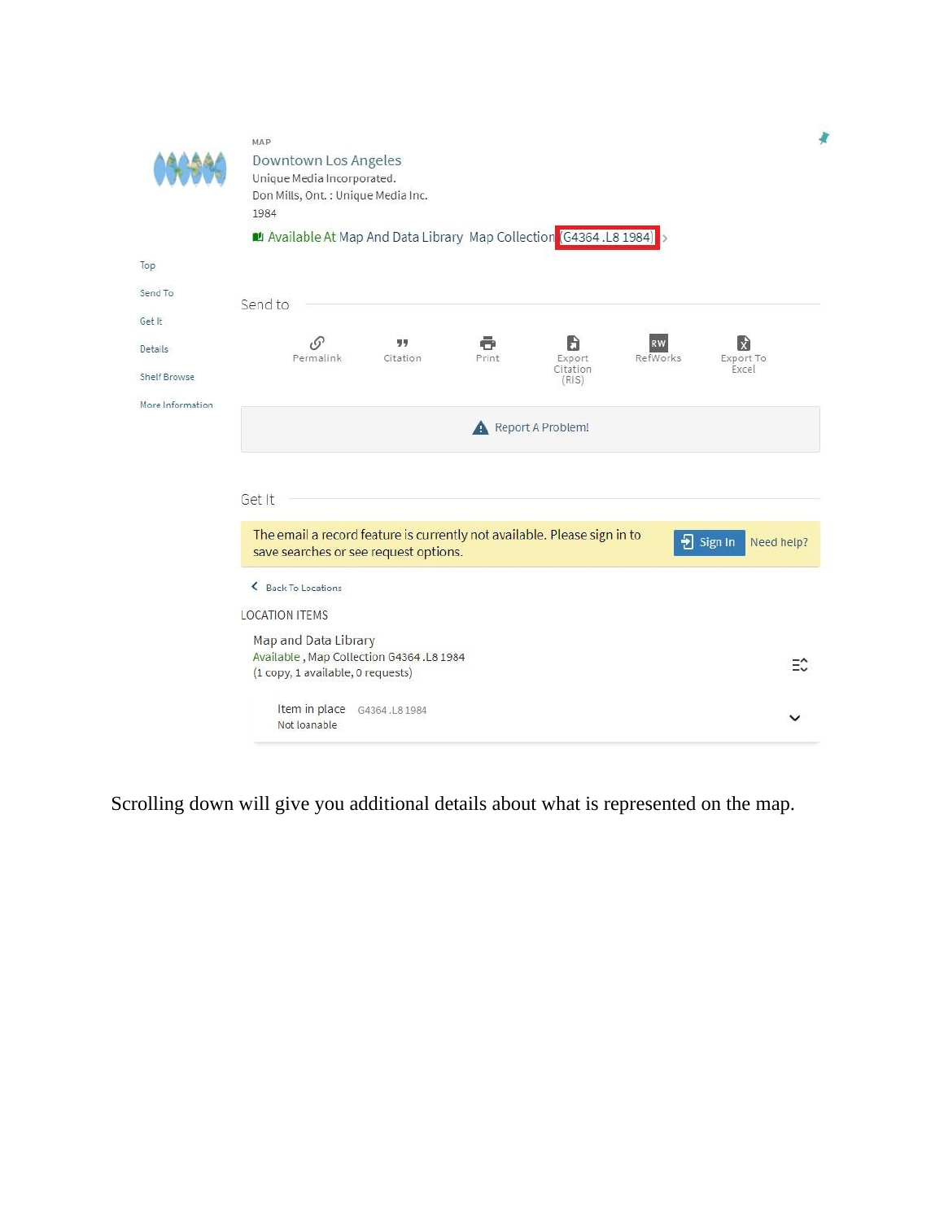MAP

Downtown Los Angeles

Unique Media Incorporated.

Don Mills, Ont. : Unique Media Inc.

1984

Available At Map And Data Library Map Collection G4364 .L8 1984

Top

Send To

Get It

Details

Shelf Browse

More Information

Send to

Permalink | Citation | Print | Export Citation (RIS) | RefWorks | Export To Excel

Report A Problem!

Get It

The email a record feature is currently not available. Please sign in to save searches or see request options.

Sign In | Need help?

Back To Locations

LOCATION ITEMS

Map and Data Library

Available , Map Collection G4364 .L8 1984

(1 copy, 1 available, 0 requests)

Item in place G4364 .L8 1984

Not loanable

Scrolling down will give you additional details about what is represented on the map.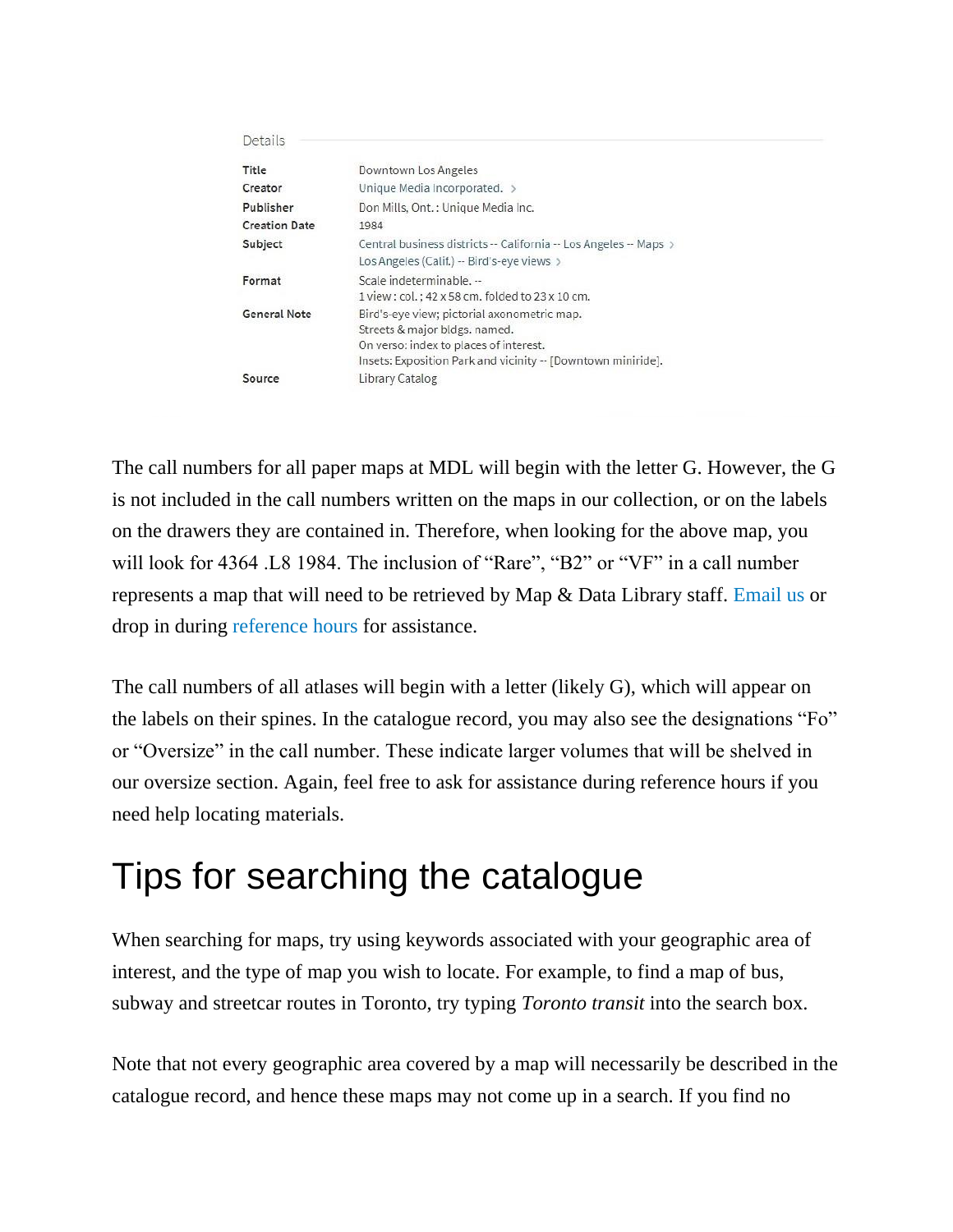Details

| Title | Downtown Los Angeles |
| --- | --- |
| Creator | Unique Media Incorporated. › |
| Publisher | Don Mills, Ont. : Unique Media Inc. |
| Creation Date | 1984 |
| Subject | Central business districts -- California -- Los Angeles -- Maps › Los Angeles (Calif.) -- Bird's-eye views › |
| Format | Scale indeterminable. -- 1 view : col. ; 42 x 58 cm. folded to 23 x 10 cm. |
| General Note | Bird's-eye view; pictorial axonometric map. Streets & major bldgs. named. On verso: index to places of interest. Insets: Exposition Park and vicinity -- [Downtown miniride]. |
| Source | Library Catalog |

The call numbers for all paper maps at MDL will begin with the letter G. However, the G is not included in the call numbers written on the maps in our collection, or on the labels on the drawers they are contained in. Therefore, when looking for the above map, you will look for 4364 .L8 1984. The inclusion of "Rare", "B2" or "VF" in a call number represents a map that will need to be retrieved by Map & Data Library staff. Email us or drop in during reference hours for assistance.

The call numbers of all atlases will begin with a letter (likely G), which will appear on the labels on their spines. In the catalogue record, you may also see the designations "Fo" or "Oversize" in the call number. These indicate larger volumes that will be shelved in our oversize section. Again, feel free to ask for assistance during reference hours if you need help locating materials.

# Tips for searching the catalogue

When searching for maps, try using keywords associated with your geographic area of interest, and the type of map you wish to locate. For example, to find a map of bus, subway and streetcar routes in Toronto, try typing *Toronto transit* into the search box.

Note that not every geographic area covered by a map will necessarily be described in the catalogue record, and hence these maps may not come up in a search. If you find no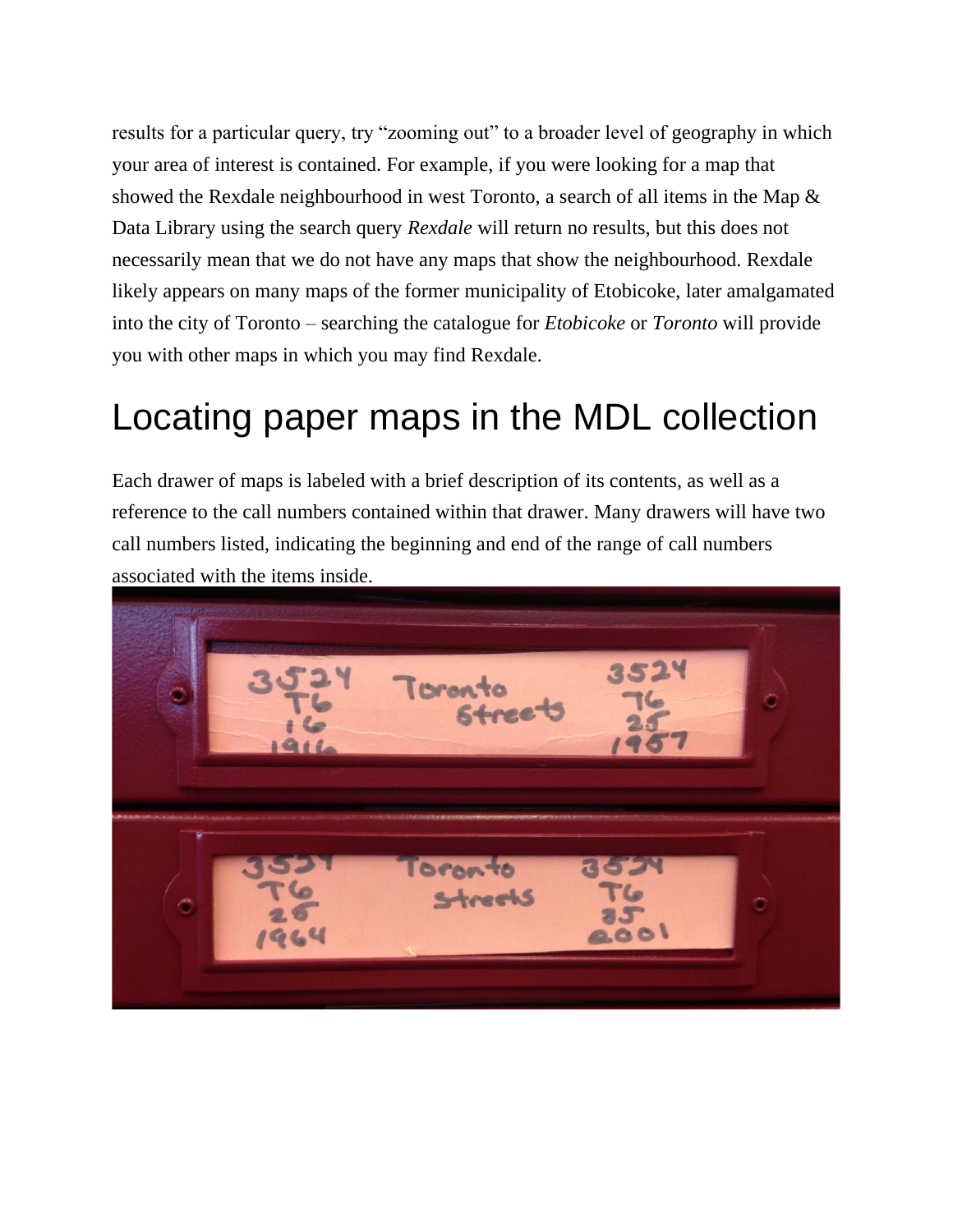results for a particular query, try "zooming out" to a broader level of geography in which your area of interest is contained. For example, if you were looking for a map that showed the Rexdale neighbourhood in west Toronto, a search of all items in the Map & Data Library using the search query *Rexdale* will return no results, but this does not necessarily mean that we do not have any maps that show the neighbourhood. Rexdale likely appears on many maps of the former municipality of Etobicoke, later amalgamated into the city of Toronto – searching the catalogue for *Etobicoke* or *Toronto* will provide you with other maps in which you may find Rexdale.

# Locating paper maps in the MDL collection

Each drawer of maps is labeled with a brief description of its contents, as well as a reference to the call numbers contained within that drawer. Many drawers will have two call numbers listed, indicating the beginning and end of the range of call numbers associated with the items inside.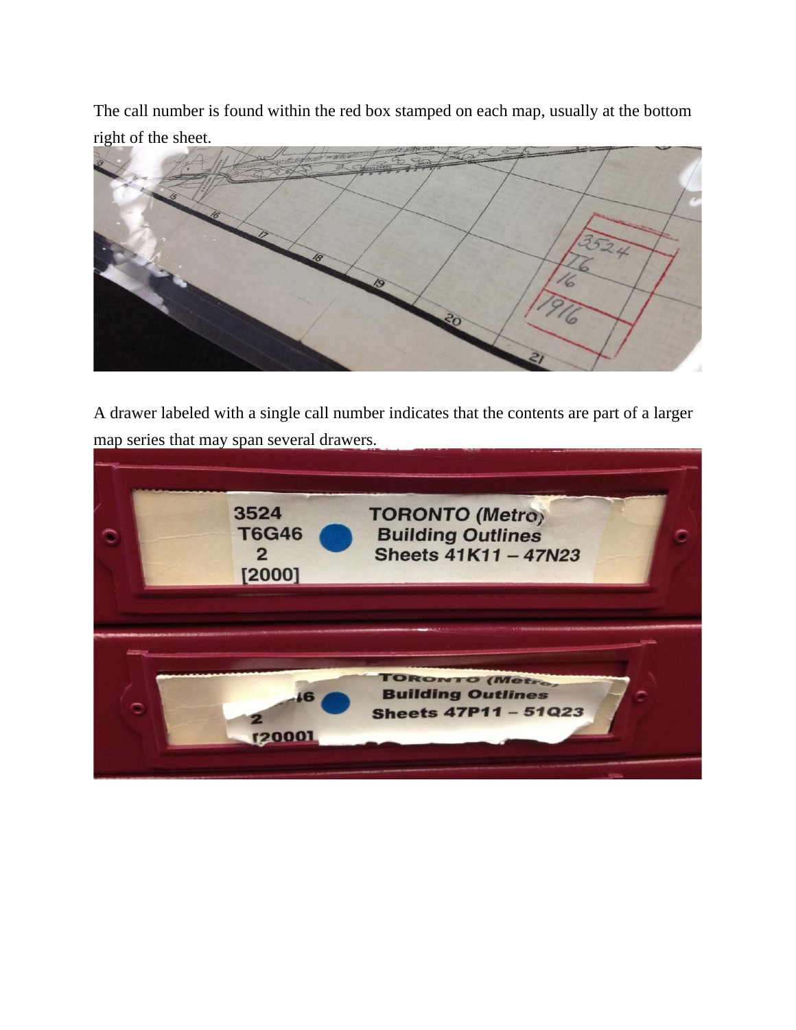The call number is found within the red box stamped on each map, usually at the bottom right of the sheet.

A drawer labeled with a single call number indicates that the contents are part of a larger map series that may span several drawers.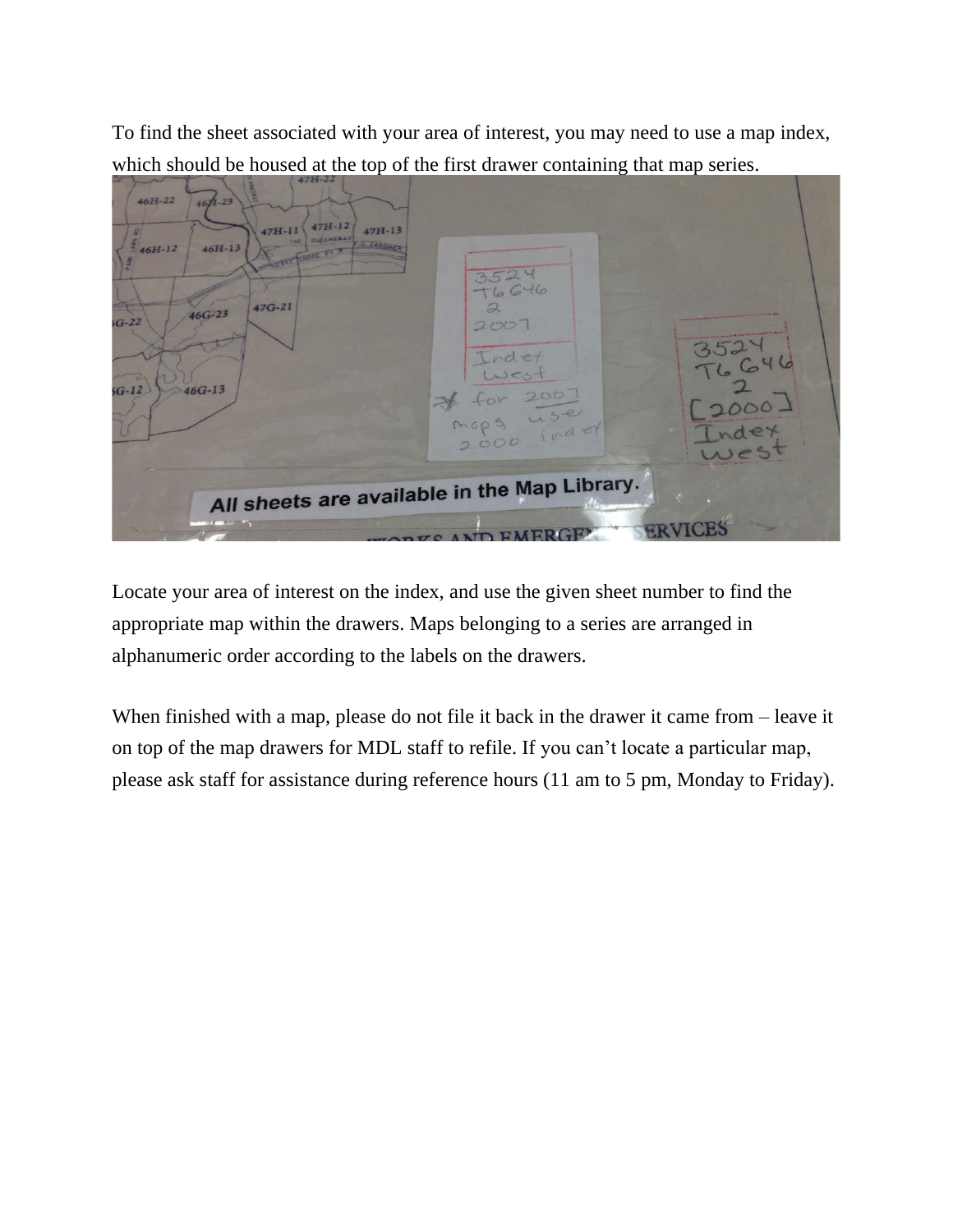To find the sheet associated with your area of interest, you may need to use a map index, which should be housed at the top of the first drawer containing that map series.

Locate your area of interest on the index, and use the given sheet number to find the appropriate map within the drawers. Maps belonging to a series are arranged in alphanumeric order according to the labels on the drawers.

When finished with a map, please do not file it back in the drawer it came from – leave it on top of the map drawers for MDL staff to refile. If you can't locate a particular map, please ask staff for assistance during reference hours (11 am to 5 pm, Monday to Friday).